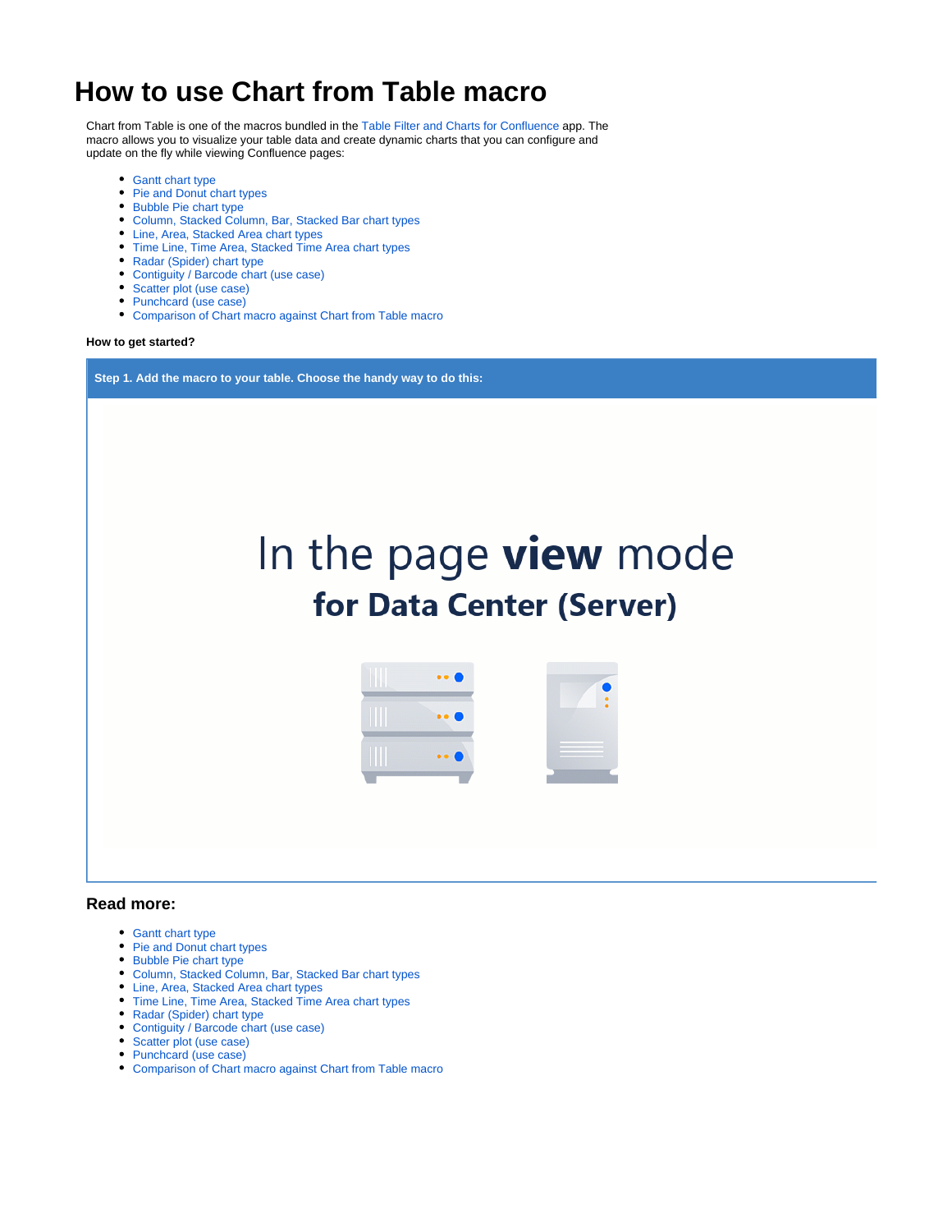# How to use Chart from Table macro

Chart from Table is one of the macros bundled in the Table Filter and Charts for Confluence app. The macro allows you to visualize your table data and create dynamic charts that you can configure and update on the fly while viewing Confluence pages:

- Gantt chart type
- Pie and Donut chart types
- Bubble Pie chart type
- Column, Stacked Column, Bar, Stacked Bar chart types
- Line, Area, Stacked Area chart types
- Time Line, Time Area, Stacked Time Area chart types
- Radar (Spider) chart type
- Contiguity / Barcode chart (use case)
- Scatter plot (use case)
- Punchcard (use case)
- Comparison of Chart macro against Chart from Table macro

**How to get started?**

**Step 1. Add the macro to your table. Choose the handy way to do this:**

In the page **view** mode

**for Data Center (Server)**

## Read more:

- Gantt chart type
- Pie and Donut chart types
- Bubble Pie chart type
- Column, Stacked Column, Bar, Stacked Bar chart types
- Line, Area, Stacked Area chart types
- Time Line, Time Area, Stacked Time Area chart types
- Radar (Spider) chart type
- Contiguity / Barcode chart (use case)
- Scatter plot (use case)
- Punchcard (use case)
- Comparison of Chart macro against Chart from Table macro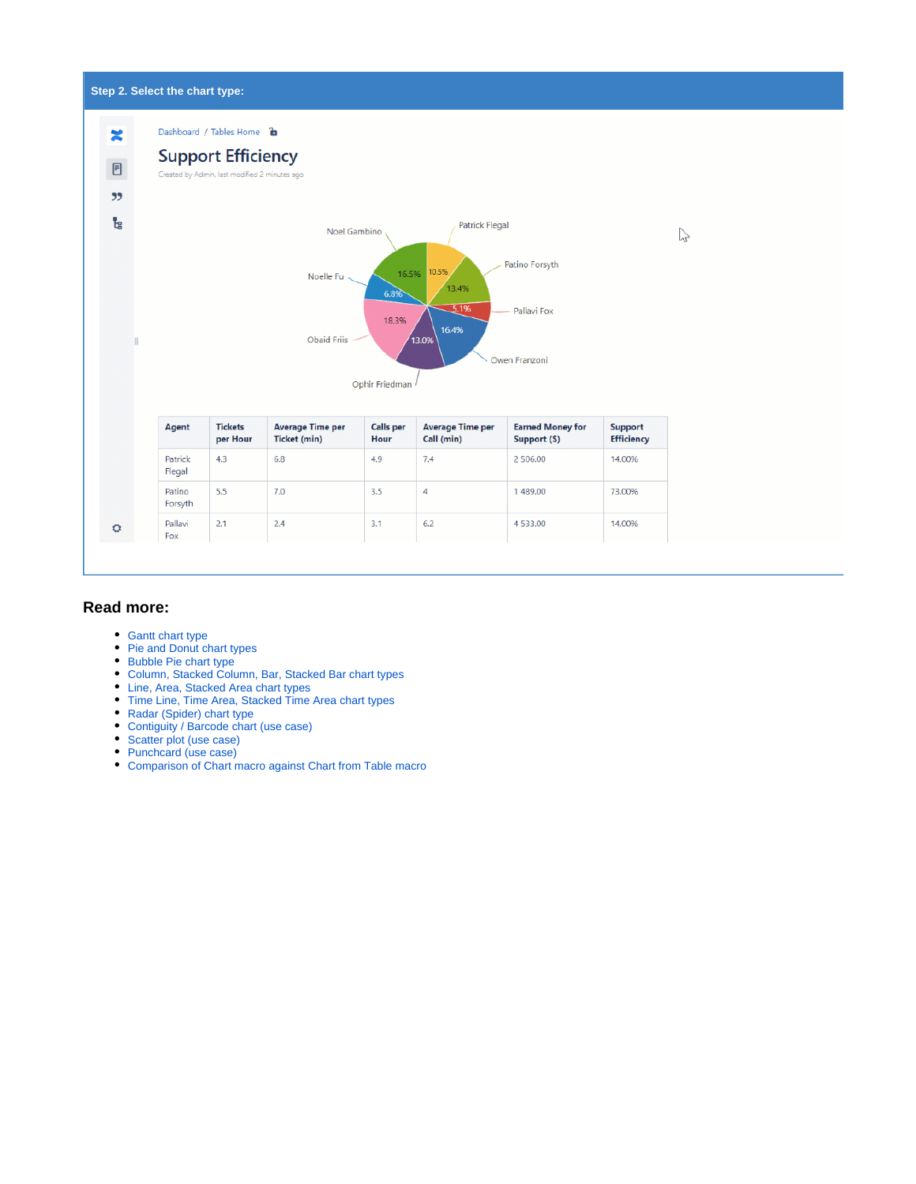**Step 2. Select the chart type:**

Dashboard / Tables Home

Support Efficiency

Created by Admin, last modified 2 minutes ago

| Agent | Tickets per Hour | Average Time per Ticket (min) | Calls per Hour | Average Time per Call (min) | Earned Money for Support ($) | Support Efficiency |
|---|---|---|---|---|---|---|
| Patrick Flegal | 4.3 | 6.8 | 4.9 | 7.4 | 2 506.00 | 14.00% |
| Patino Forsyth | 5.5 | 7.0 | 3.5 | 4 | 1 489.00 | 73.00% |
| Pallavi Fox | 2.1 | 2.4 | 3.1 | 6.2 | 4 533.00 | 14.00% |

## Read more:

- Gantt chart type
- Pie and Donut chart types
- Bubble Pie chart type
- Column, Stacked Column, Bar, Stacked Bar chart types
- Line, Area, Stacked Area chart types
- Time Line, Time Area, Stacked Time Area chart types
- Radar (Spider) chart type
- Contiguity / Barcode chart (use case)
- Scatter plot (use case)
- Punchcard (use case)
- Comparison of Chart macro against Chart from Table macro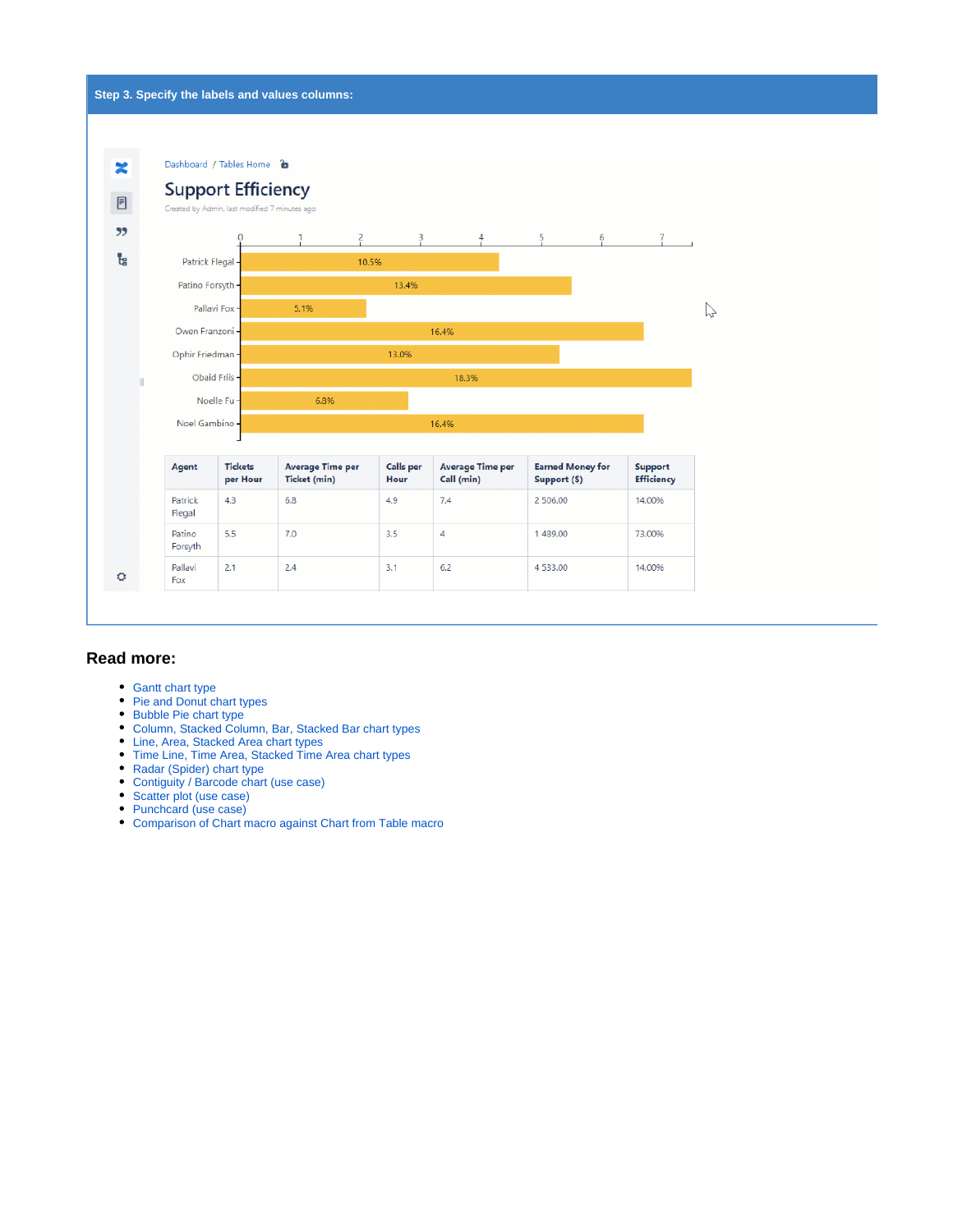**Step 3. Specify the labels and values columns:**

## Read more:

- Gantt chart type
- Pie and Donut chart types
- Bubble Pie chart type
- Column, Stacked Column, Bar, Stacked Bar chart types
- Line, Area, Stacked Area chart types
- Time Line, Time Area, Stacked Time Area chart types
- Radar (Spider) chart type
- Contiguity / Barcode chart (use case)
- Scatter plot (use case)
- Punchcard (use case)
- Comparison of Chart macro against Chart from Table macro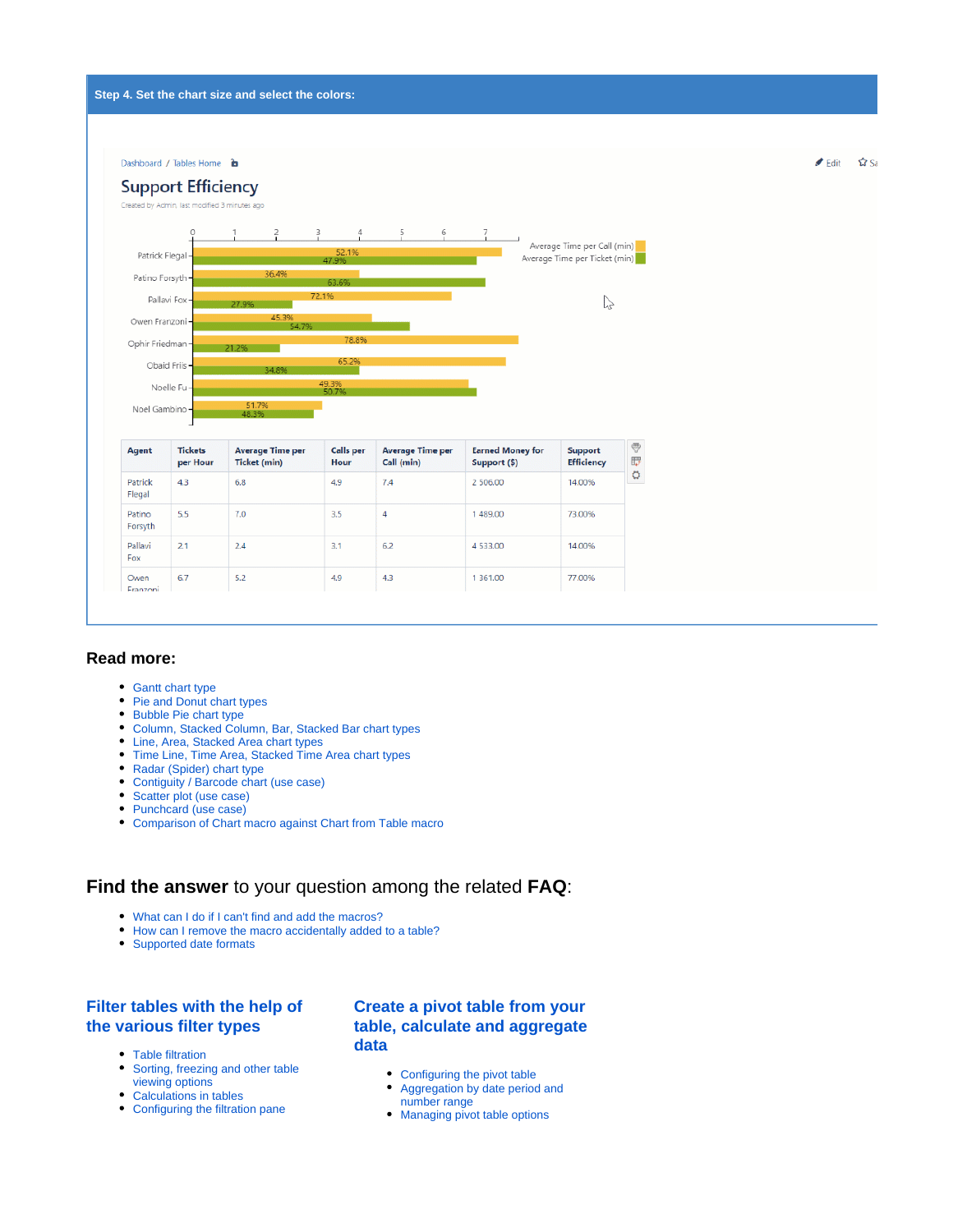**Step 4. Set the chart size and select the colors:**

Dashboard / Tables Home

Edit

# Support Efficiency

Created by Admin, last modified 3 minutes ago

| Agent | Tickets per Hour | Average Time per Ticket (min) | Calls per Hour | Average Time per Call (min) | Earned Money for Support ($) | Support Efficiency |
|---|---|---|---|---|---|---|
| Patrick Flegal | 4.3 | 6.8 | 4.9 | 7.4 | 2 506.00 | 14.00% |
| Patino Forsyth | 5.5 | 7.0 | 3.5 | 4 | 1 489.00 | 73.00% |
| Pallavi Fox | 2.1 | 2.4 | 3.1 | 6.2 | 4 533.00 | 14.00% |
| Owen Franzoni | 6.7 | 5.2 | 4.9 | 4.3 | 1 361.00 | 77.00% |

## Read more:

- Gantt chart type
- Pie and Donut chart types
- Bubble Pie chart type
- Column, Stacked Column, Bar, Stacked Bar chart types
- Line, Area, Stacked Area chart types
- Time Line, Time Area, Stacked Time Area chart types
- Radar (Spider) chart type
- Contiguity / Barcode chart (use case)
- Scatter plot (use case)
- Punchcard (use case)
- Comparison of Chart macro against Chart from Table macro

## **Find the answer** to your question among the related **FAQ**:

- What can I do if I can't find and add the macros?
- How can I remove the macro accidentally added to a table?
- Supported date formats

### Filter tables with the help of the various filter types

- Table filtration
- Sorting, freezing and other table viewing options
- Calculations in tables
- Configuring the filtration pane

### Create a pivot table from your table, calculate and aggregate data

- Configuring the pivot table
- Aggregation by date period and number range
- Managing pivot table options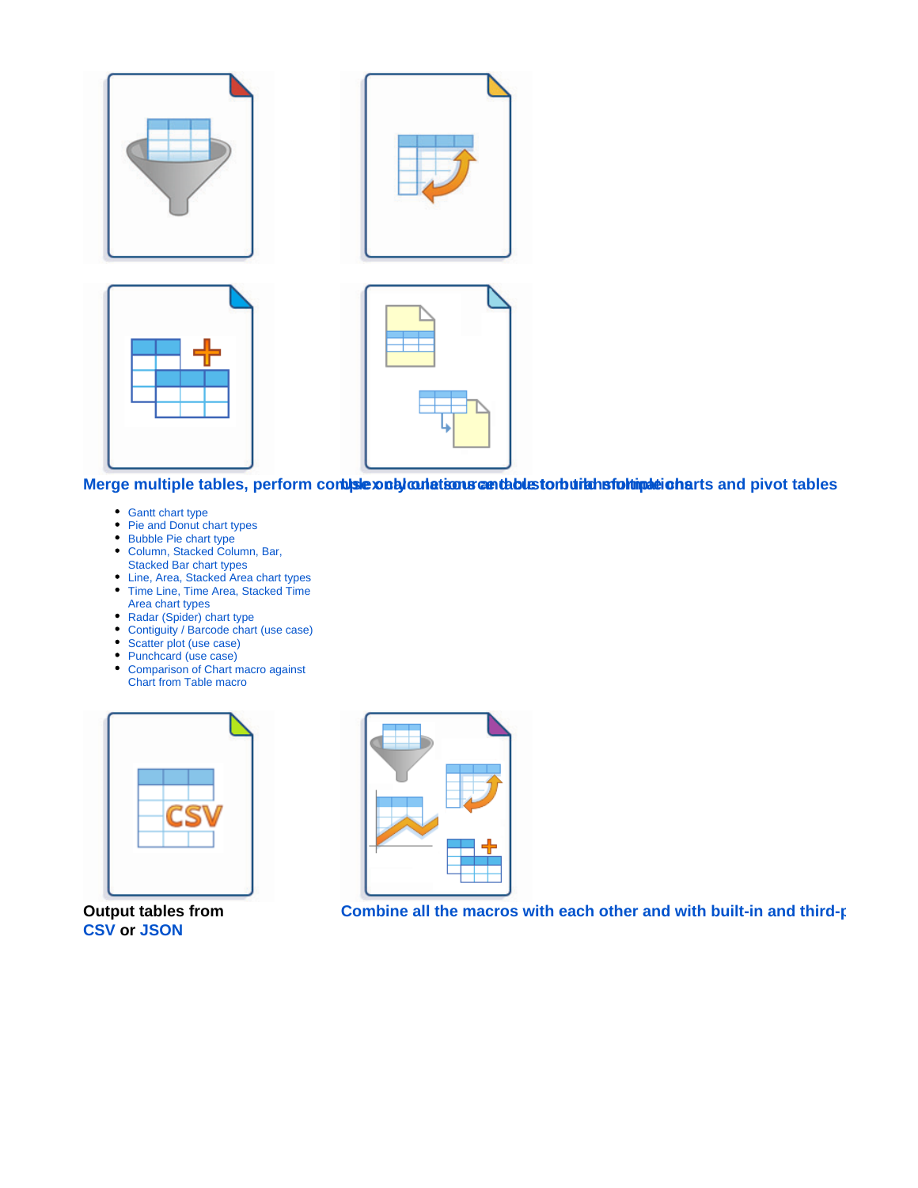**Merge multiple tables, perform complex calculations and build pivot tables**

**Use only one source table to build multiple charts**

- Gantt chart type
- Pie and Donut chart types
- Bubble Pie chart type
- Column, Stacked Column, Bar, Stacked Bar chart types
- Line, Area, Stacked Area chart types
- Time Line, Time Area, Stacked Time Area chart types
- Radar (Spider) chart type
- Contiguity / Barcode chart (use case)
- Scatter plot (use case)
- Punchcard (use case)
- Comparison of Chart macro against Chart from Table macro

**Output tables from CSV or JSON**

**Combine all the macros with each other and with built-in and third-p**